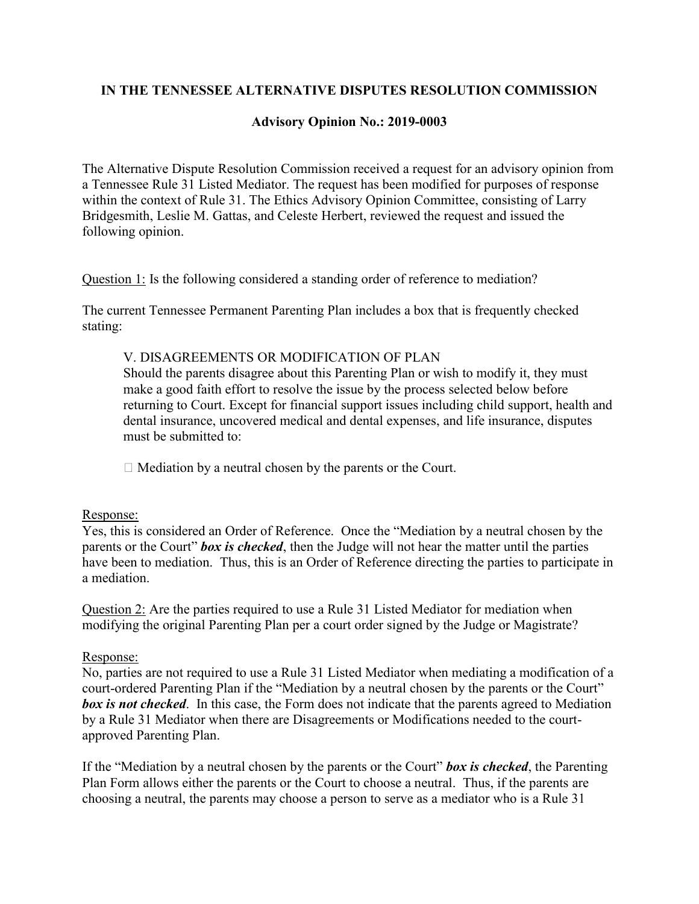**IN THE TENNESSEE ALTERNATIVE DISPUTES RESOLUTION COMMISSION**

**Advisory Opinion No.: 2019-0003**

The Alternative Dispute Resolution Commission received a request for an advisory opinion from a Tennessee Rule 31 Listed Mediator. The request has been modified for purposes of response within the context of Rule 31. The Ethics Advisory Opinion Committee, consisting of Larry Bridgesmith, Leslie M. Gattas, and Celeste Herbert, reviewed the request and issued the following opinion.

<u>Question 1:</u> Is the following considered a standing order of reference to mediation?

The current Tennessee Permanent Parenting Plan includes a box that is frequently checked stating:

> V. DISAGREEMENTS OR MODIFICATION OF PLAN
> Should the parents disagree about this Parenting Plan or wish to modify it, they must make a good faith effort to resolve the issue by the process selected below before returning to Court. Except for financial support issues including child support, health and dental insurance, uncovered medical and dental expenses, and life insurance, disputes must be submitted to:
>
> ☐ Mediation by a neutral chosen by the parents or the Court.

<u>Response:</u>
Yes, this is considered an Order of Reference. Once the "Mediation by a neutral chosen by the parents or the Court" ***box is checked***, then the Judge will not hear the matter until the parties have been to mediation. Thus, this is an Order of Reference directing the parties to participate in a mediation.

<u>Question 2:</u> Are the parties required to use a Rule 31 Listed Mediator for mediation when modifying the original Parenting Plan per a court order signed by the Judge or Magistrate?

<u>Response:</u>
No, parties are not required to use a Rule 31 Listed Mediator when mediating a modification of a court-ordered Parenting Plan if the "Mediation by a neutral chosen by the parents or the Court" ***box is not checked***. In this case, the Form does not indicate that the parents agreed to Mediation by a Rule 31 Mediator when there are Disagreements or Modifications needed to the court-approved Parenting Plan.

If the "Mediation by a neutral chosen by the parents or the Court" ***box is checked***, the Parenting Plan Form allows either the parents or the Court to choose a neutral. Thus, if the parents are choosing a neutral, the parents may choose a person to serve as a mediator who is a Rule 31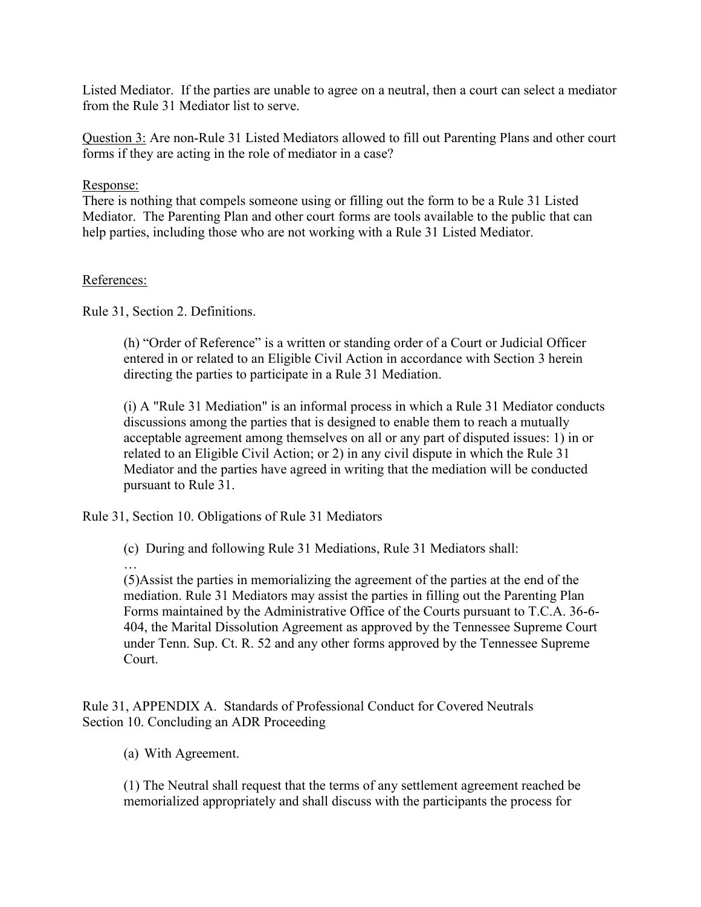Listed Mediator. If the parties are unable to agree on a neutral, then a court can select a mediator from the Rule 31 Mediator list to serve.

<u>Question 3:</u> Are non-Rule 31 Listed Mediators allowed to fill out Parenting Plans and other court forms if they are acting in the role of mediator in a case?

<u>Response:</u>
There is nothing that compels someone using or filling out the form to be a Rule 31 Listed Mediator. The Parenting Plan and other court forms are tools available to the public that can help parties, including those who are not working with a Rule 31 Listed Mediator.

<u>References:</u>

Rule 31, Section 2. Definitions.

> (h) "Order of Reference" is a written or standing order of a Court or Judicial Officer entered in or related to an Eligible Civil Action in accordance with Section 3 herein directing the parties to participate in a Rule 31 Mediation.
>
> (i) A "Rule 31 Mediation" is an informal process in which a Rule 31 Mediator conducts discussions among the parties that is designed to enable them to reach a mutually acceptable agreement among themselves on all or any part of disputed issues: 1) in or related to an Eligible Civil Action; or 2) in any civil dispute in which the Rule 31 Mediator and the parties have agreed in writing that the mediation will be conducted pursuant to Rule 31.

Rule 31, Section 10. Obligations of Rule 31 Mediators

> (c) During and following Rule 31 Mediations, Rule 31 Mediators shall:
>
> …
>
> (5)Assist the parties in memorializing the agreement of the parties at the end of the mediation. Rule 31 Mediators may assist the parties in filling out the Parenting Plan Forms maintained by the Administrative Office of the Courts pursuant to T.C.A. 36-6-404, the Marital Dissolution Agreement as approved by the Tennessee Supreme Court under Tenn. Sup. Ct. R. 52 and any other forms approved by the Tennessee Supreme Court.

Rule 31, APPENDIX A. Standards of Professional Conduct for Covered Neutrals
Section 10. Concluding an ADR Proceeding

> (a) With Agreement.
>
> (1) The Neutral shall request that the terms of any settlement agreement reached be memorialized appropriately and shall discuss with the participants the process for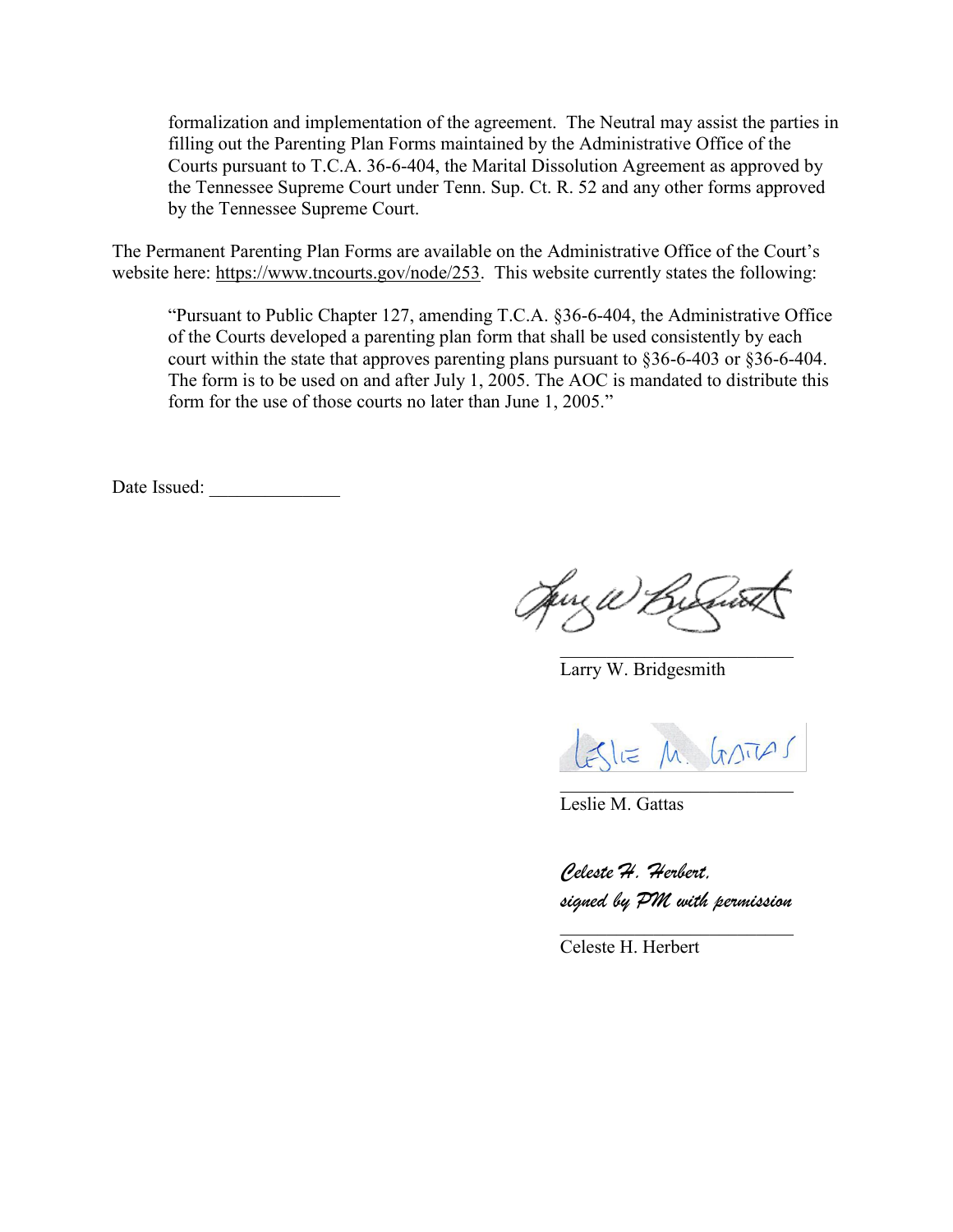formalization and implementation of the agreement. The Neutral may assist the parties in filling out the Parenting Plan Forms maintained by the Administrative Office of the Courts pursuant to T.C.A. 36-6-404, the Marital Dissolution Agreement as approved by the Tennessee Supreme Court under Tenn. Sup. Ct. R. 52 and any other forms approved by the Tennessee Supreme Court.

The Permanent Parenting Plan Forms are available on the Administrative Office of the Court's website here: https://www.tncourts.gov/node/253. This website currently states the following:

> "Pursuant to Public Chapter 127, amending T.C.A. §36-6-404, the Administrative Office of the Courts developed a parenting plan form that shall be used consistently by each court within the state that approves parenting plans pursuant to §36-6-403 or §36-6-404. The form is to be used on and after July 1, 2005. The AOC is mandated to distribute this form for the use of those courts no later than June 1, 2005."

Date Issued: ______________

______________________
Larry W. Bridgesmith

______________________
Leslie M. Gattas

*Celeste H. Herbert,*
*signed by PM with permission*
______________________
Celeste H. Herbert